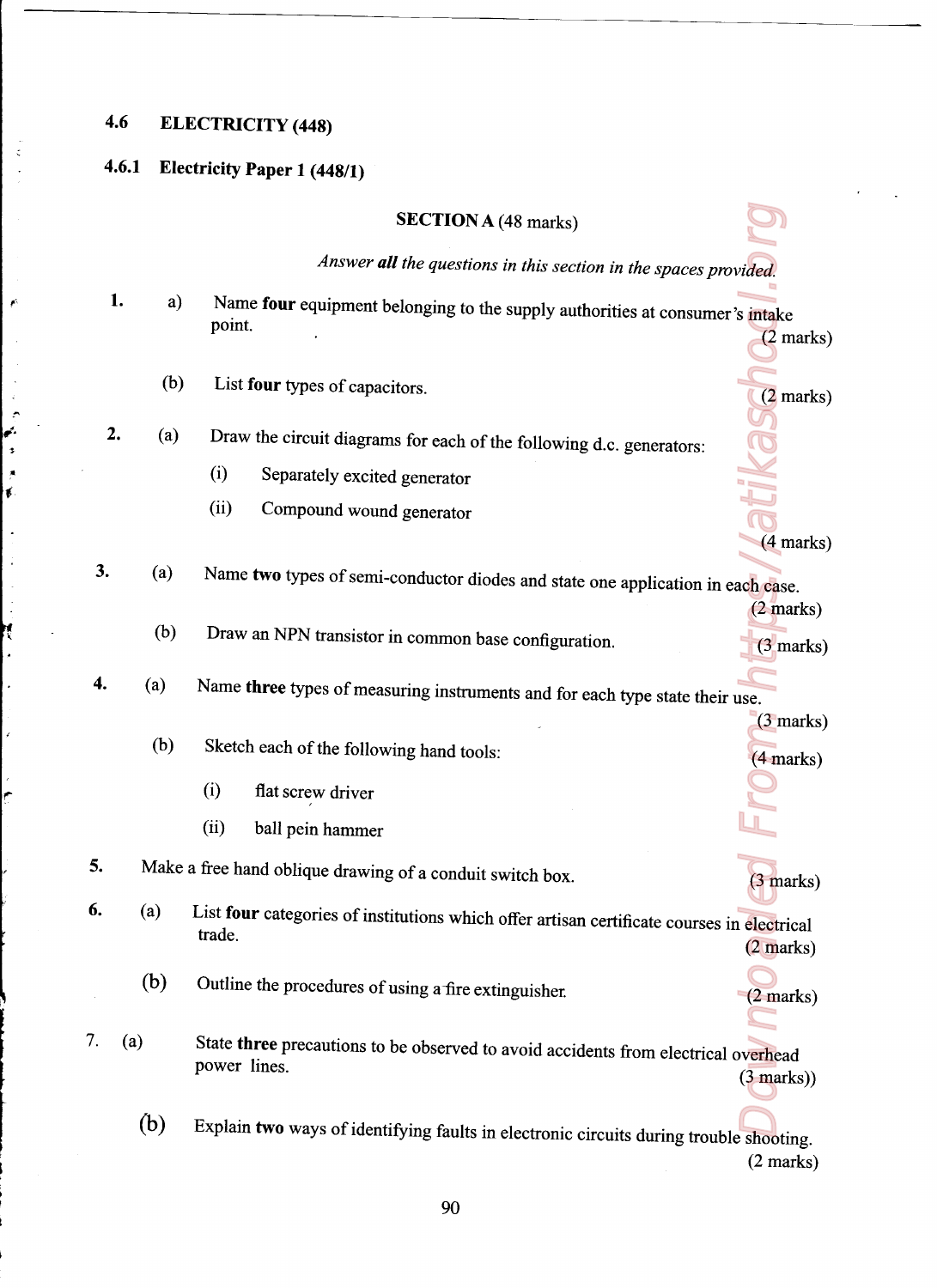## 4.6 ELECTRICITY (448)

### 4.6.1 Electricity Paper 1 (448/1)

**SECTION A** (48 marks)

*Answer **all** the questions in this section in the spaces provided.*

1. a) Name **four** equipment belonging to the supply authorities at consumer's intake point. (2 marks)

   (b) List **four** types of capacitors. (2 marks)

2. (a) Draw the circuit diagrams for each of the following d.c. generators:

   (i) Separately excited generator

   (ii) Compound wound generator

   (4 marks)

3. (a) Name **two** types of semi-conductor diodes and state one application in each case. (2 marks)

   (b) Draw an NPN transistor in common base configuration. (3 marks)

4. (a) Name **three** types of measuring instruments and for each type state their use. (3 marks)

   (b) Sketch each of the following hand tools: (4 marks)

   (i) flat screw driver

   (ii) ball pein hammer

5. Make a free hand oblique drawing of a conduit switch box. (3 marks)

6. (a) List **four** categories of institutions which offer artisan certificate courses in electrical trade. (2 marks)

   (b) Outline the procedures of using a fire extinguisher. (2 marks)

7. (a) State **three** precautions to be observed to avoid accidents from electrical overhead power lines. (3 marks))

   (b) Explain **two** ways of identifying faults in electronic circuits during trouble shooting. (2 marks)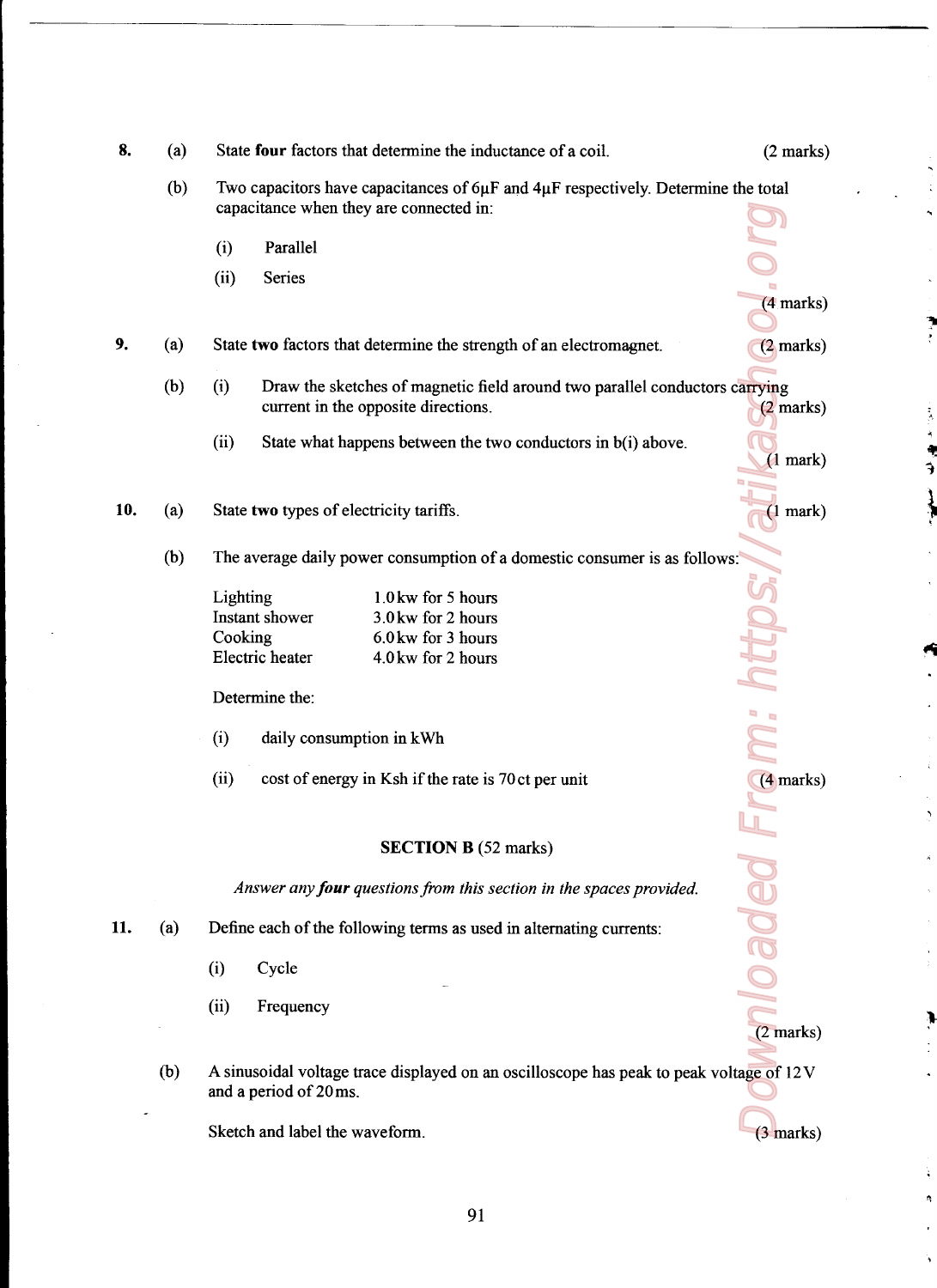8. (a) State **four** factors that determine the inductance of a coil. (2 marks)

(b) Two capacitors have capacitances of $6\mu F$ and $4\mu F$ respectively. Determine the total capacitance when they are connected in:

(i) Parallel

(ii) Series

(4 marks)

9. (a) State **two** factors that determine the strength of an electromagnet. (2 marks)

(b) (i) Draw the sketches of magnetic field around two parallel conductors carrying current in the opposite directions. (2 marks)

(ii) State what happens between the two conductors in b(i) above. (1 mark)

10. (a) State **two** types of electricity tariffs. (1 mark)

(b) The average daily power consumption of a domestic consumer is as follows:

| | |
|---|---|
| Lighting | 1.0 kw for 5 hours |
| Instant shower | 3.0 kw for 2 hours |
| Cooking | 6.0 kw for 3 hours |
| Electric heater | 4.0 kw for 2 hours |

Determine the:

(i) daily consumption in kWh

(ii) cost of energy in Ksh if the rate is 70 ct per unit (4 marks)

## SECTION B (52 marks)

*Answer any **four** questions from this section in the spaces provided.*

11. (a) Define each of the following terms as used in alternating currents:

(i) Cycle

(ii) Frequency

(2 marks)

(b) A sinusoidal voltage trace displayed on an oscilloscope has peak to peak voltage of 12 V and a period of 20 ms.

Sketch and label the waveform. (3 marks)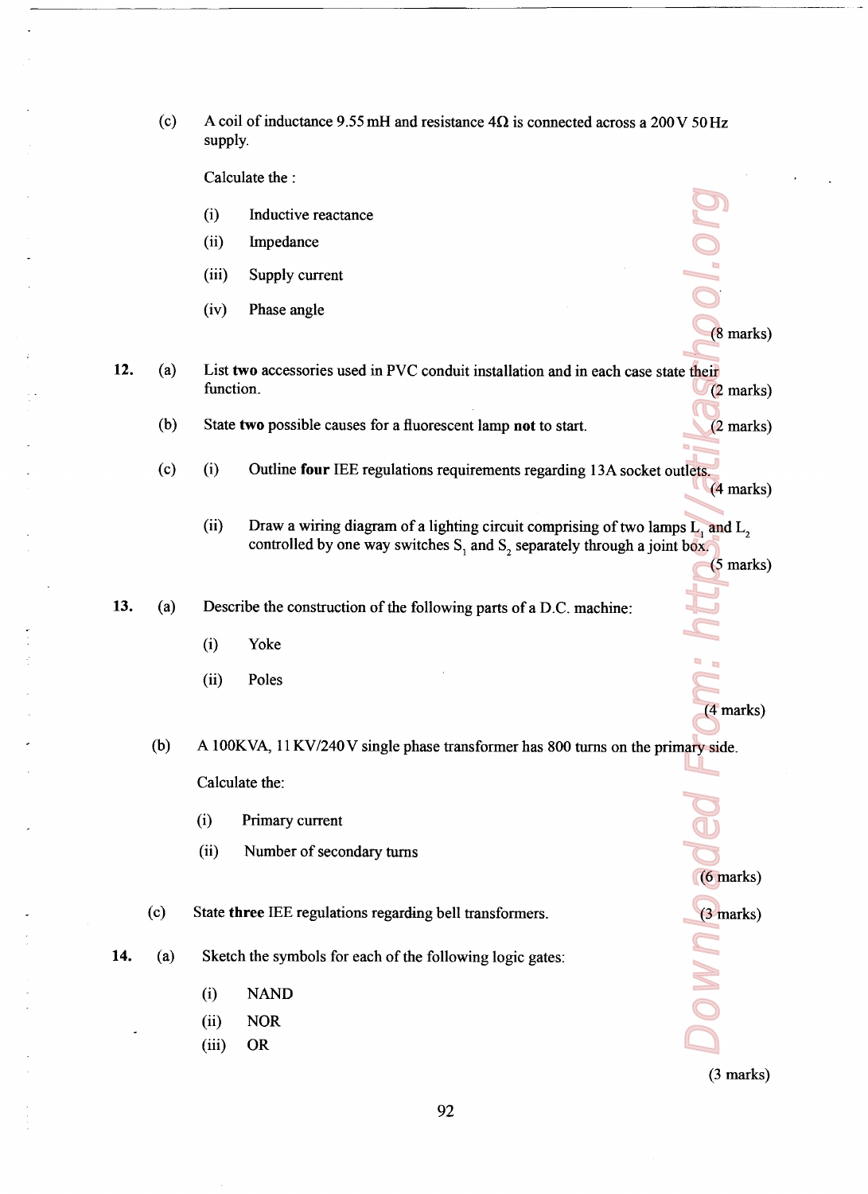(c) A coil of inductance 9.55 mH and resistance 4Ω is connected across a 200 V 50 Hz supply.

Calculate the :

(i) Inductive reactance

(ii) Impedance

(iii) Supply current

(iv) Phase angle

(8 marks)

**12.** (a) List **two** accessories used in PVC conduit installation and in each case state their function. (2 marks)

(b) State **two** possible causes for a fluorescent lamp **not** to start. (2 marks)

(c) (i) Outline **four** IEE regulations requirements regarding 13A socket outlets. (4 marks)

(ii) Draw a wiring diagram of a lighting circuit comprising of two lamps $L_1$ and $L_2$ controlled by one way switches $S_1$ and $S_2$ separately through a joint box. (5 marks)

**13.** (a) Describe the construction of the following parts of a D.C. machine:

(i) Yoke

(ii) Poles

(4 marks)

(b) A 100KVA, 11 KV/240 V single phase transformer has 800 turns on the primary side.

Calculate the:

(i) Primary current

(ii) Number of secondary turns

(6 marks)

(c) State **three** IEE regulations regarding bell transformers. (3 marks)

**14.** (a) Sketch the symbols for each of the following logic gates:

(i) NAND

(ii) NOR

(iii) OR

(3 marks)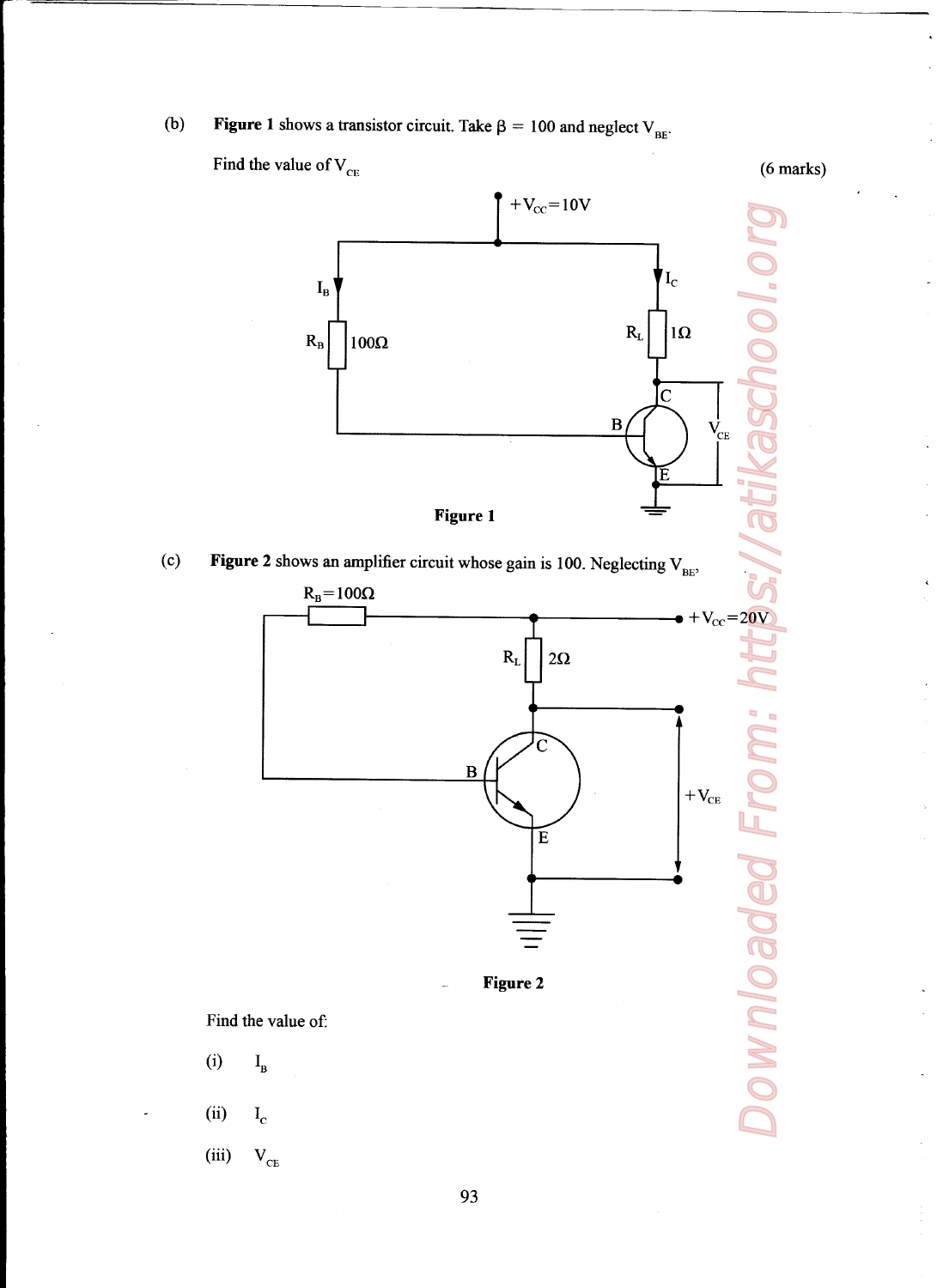(b) **Figure 1** shows a transistor circuit. Take $\beta = 100$ and neglect $V_{BE}$.

Find the value of $V_{CE}$ (6 marks)

$+V_{CC}=10V$

$I_B$

$I_C$

$R_B$ $100\Omega$

$R_L$ $1\Omega$

C

B

$V_{CE}$

E

**Figure 1**

(c) **Figure 2** shows an amplifier circuit whose gain is 100. Neglecting $V_{BE}$,

$R_B=100\Omega$

$+V_{CC}=20V$

$R_L$ $2\Omega$

C

B

$+V_{CE}$

E

**Figure 2**

Find the value of:

(i) $I_B$

(ii) $I_C$

(iii) $V_{CE}$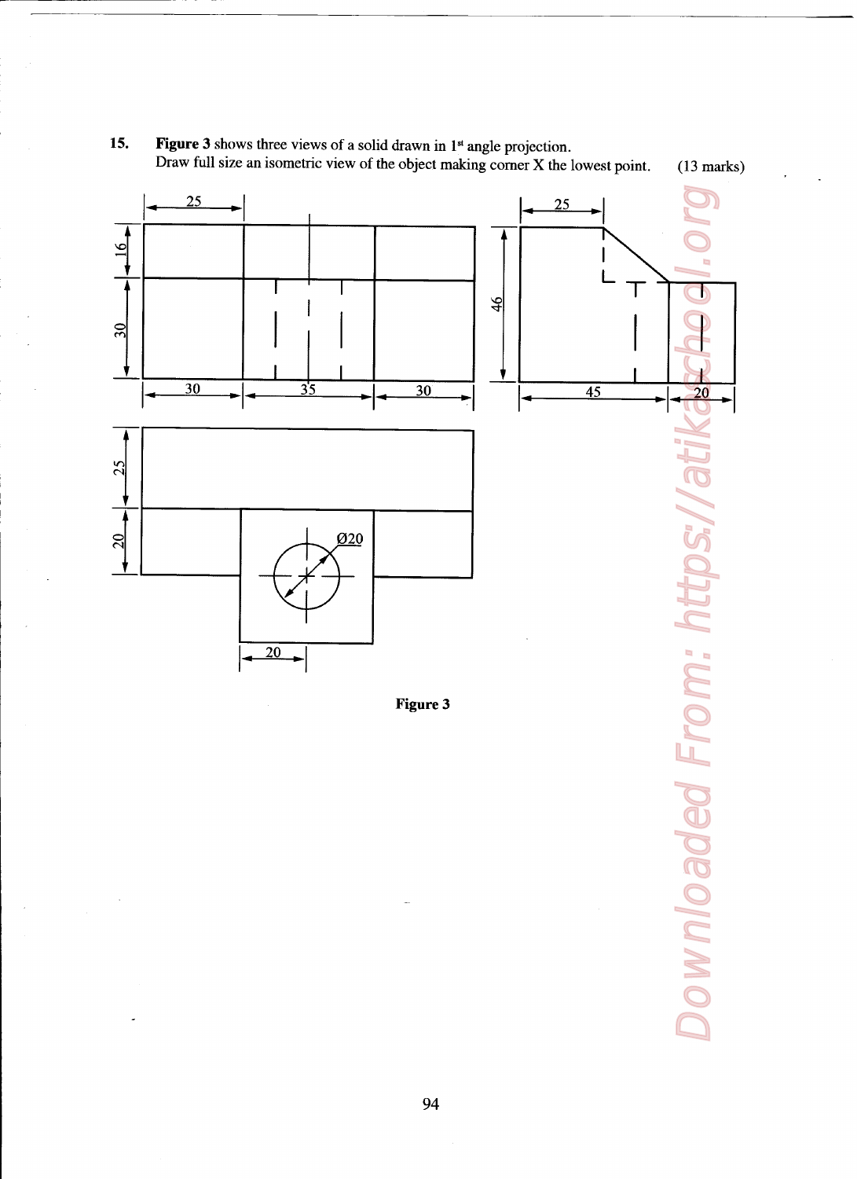**15.** **Figure 3** shows three views of a solid drawn in 1st angle projection.
Draw full size an isometric view of the object making corner X the lowest point. (13 marks)

25

16

30

30

35

30

25

46

45

20

25

20

Ø20

20

**Figure 3**